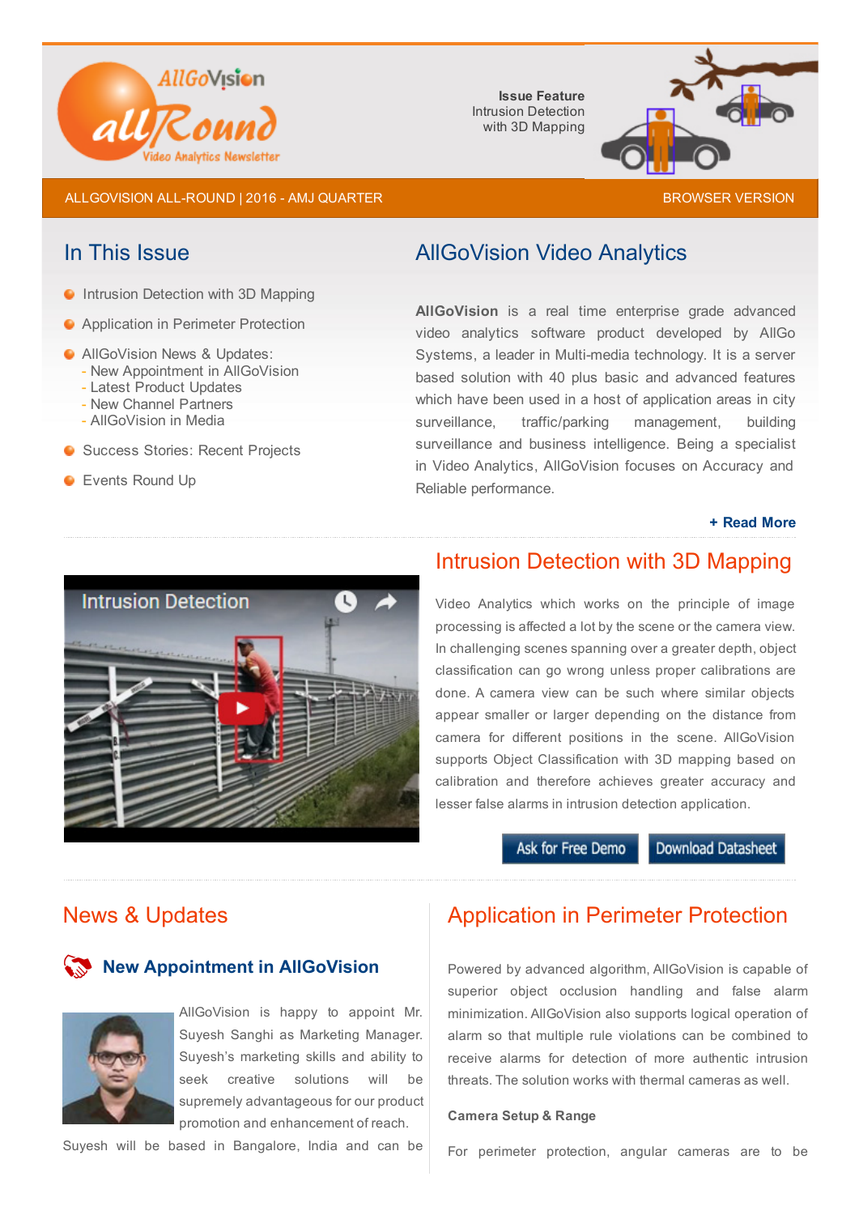AllGoVision allRound Video Analytics Newsletter

**Issue Feature**
Intrusion Detection with 3D Mapping

ALLGOVISION ALL-ROUND | 2016 - AMJ QUARTER

BROWSER VERSION

## In This Issue

- Intrusion Detection with 3D Mapping
- Application in Perimeter Protection
- AllGoVision News & Updates:
  - New Appointment in AllGoVision
  - Latest Product Updates
  - New Channel Partners
  - AllGoVision in Media
- Success Stories: Recent Projects
- Events Round Up

## AllGoVision Video Analytics

**AllGoVision** is a real time enterprise grade advanced video analytics software product developed by AllGo Systems, a leader in Multi-media technology. It is a server based solution with 40 plus basic and advanced features which have been used in a host of application areas in city surveillance, traffic/parking management, building surveillance and business intelligence. Being a specialist in Video Analytics, AllGoVision focuses on Accuracy and Reliable performance.

**+ Read More**

## Intrusion Detection with 3D Mapping

Video Analytics which works on the principle of image processing is affected a lot by the scene or the camera view. In challenging scenes spanning over a greater depth, object classification can go wrong unless proper calibrations are done. A camera view can be such where similar objects appear smaller or larger depending on the distance from camera for different positions in the scene. AllGoVision supports Object Classification with 3D mapping based on calibration and therefore achieves greater accuracy and lesser false alarms in intrusion detection application.

Ask for Free Demo | Download Datasheet

## News & Updates

### New Appointment in AllGoVision

AllGoVision is happy to appoint Mr. Suyesh Sanghi as Marketing Manager. Suyesh's marketing skills and ability to seek creative solutions will be supremely advantageous for our product promotion and enhancement of reach. Suyesh will be based in Bangalore, India and can be

## Application in Perimeter Protection

Powered by advanced algorithm, AllGoVision is capable of superior object occlusion handling and false alarm minimization. AllGoVision also supports logical operation of alarm so that multiple rule violations can be combined to receive alarms for detection of more authentic intrusion threats. The solution works with thermal cameras as well.

**Camera Setup & Range**

For perimeter protection, angular cameras are to be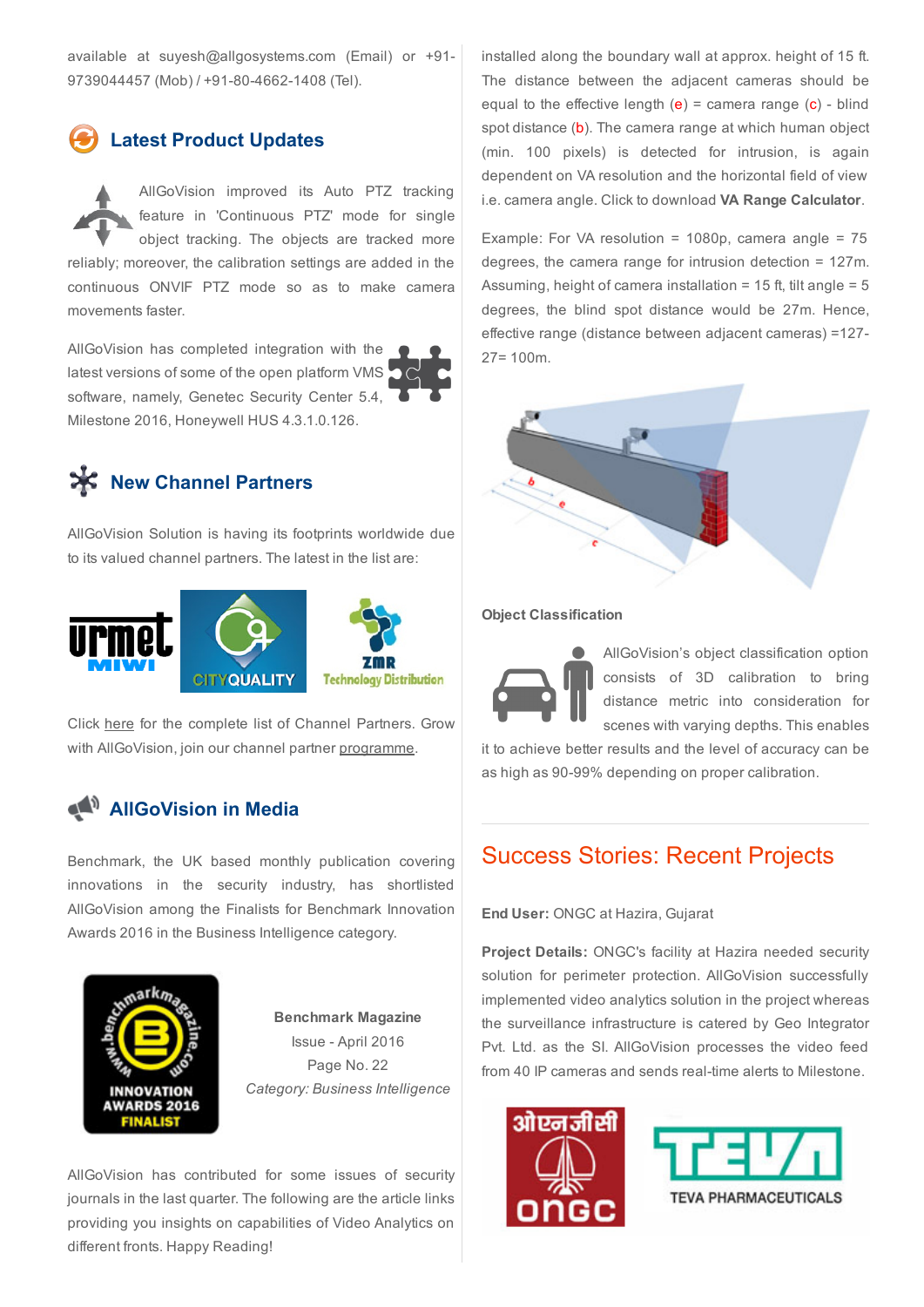available at suyesh@allgosystems.com (Email) or +91-9739044457 (Mob) / +91-80-4662-1408 (Tel).

## Latest Product Updates

AllGoVision improved its Auto PTZ tracking feature in 'Continuous PTZ' mode for single object tracking. The objects are tracked more reliably; moreover, the calibration settings are added in the continuous ONVIF PTZ mode so as to make camera movements faster.

AllGoVision has completed integration with the latest versions of some of the open platform VMS software, namely, Genetec Security Center 5.4, Milestone 2016, Honeywell HUS 4.3.1.0.126.

## New Channel Partners

AllGoVision Solution is having its footprints worldwide due to its valued channel partners. The latest in the list are:

Click here for the complete list of Channel Partners. Grow with AllGoVision, join our channel partner programme.

## AllGoVision in Media

Benchmark, the UK based monthly publication covering innovations in the security industry, has shortlisted AllGoVision among the Finalists for Benchmark Innovation Awards 2016 in the Business Intelligence category.

**Benchmark Magazine**
Issue - April 2016
Page No. 22
*Category: Business Intelligence*

AllGoVision has contributed for some issues of security journals in the last quarter. The following are the article links providing you insights on capabilities of Video Analytics on different fronts. Happy Reading!

installed along the boundary wall at approx. height of 15 ft. The distance between the adjacent cameras should be equal to the effective length (e) = camera range (c) - blind spot distance (b). The camera range at which human object (min. 100 pixels) is detected for intrusion, is again dependent on VA resolution and the horizontal field of view i.e. camera angle. Click to download **VA Range Calculator**.

Example: For VA resolution = 1080p, camera angle = 75 degrees, the camera range for intrusion detection = 127m. Assuming, height of camera installation = 15 ft, tilt angle = 5 degrees, the blind spot distance would be 27m. Hence, effective range (distance between adjacent cameras) =127-27= 100m.

**Object Classification**

AllGoVision's object classification option consists of 3D calibration to bring distance metric into consideration for scenes with varying depths. This enables it to achieve better results and the level of accuracy can be as high as 90-99% depending on proper calibration.

## Success Stories: Recent Projects

**End User:** ONGC at Hazira, Gujarat

**Project Details:** ONGC's facility at Hazira needed security solution for perimeter protection. AllGoVision successfully implemented video analytics solution in the project whereas the surveillance infrastructure is catered by Geo Integrator Pvt. Ltd. as the SI. AllGoVision processes the video feed from 40 IP cameras and sends real-time alerts to Milestone.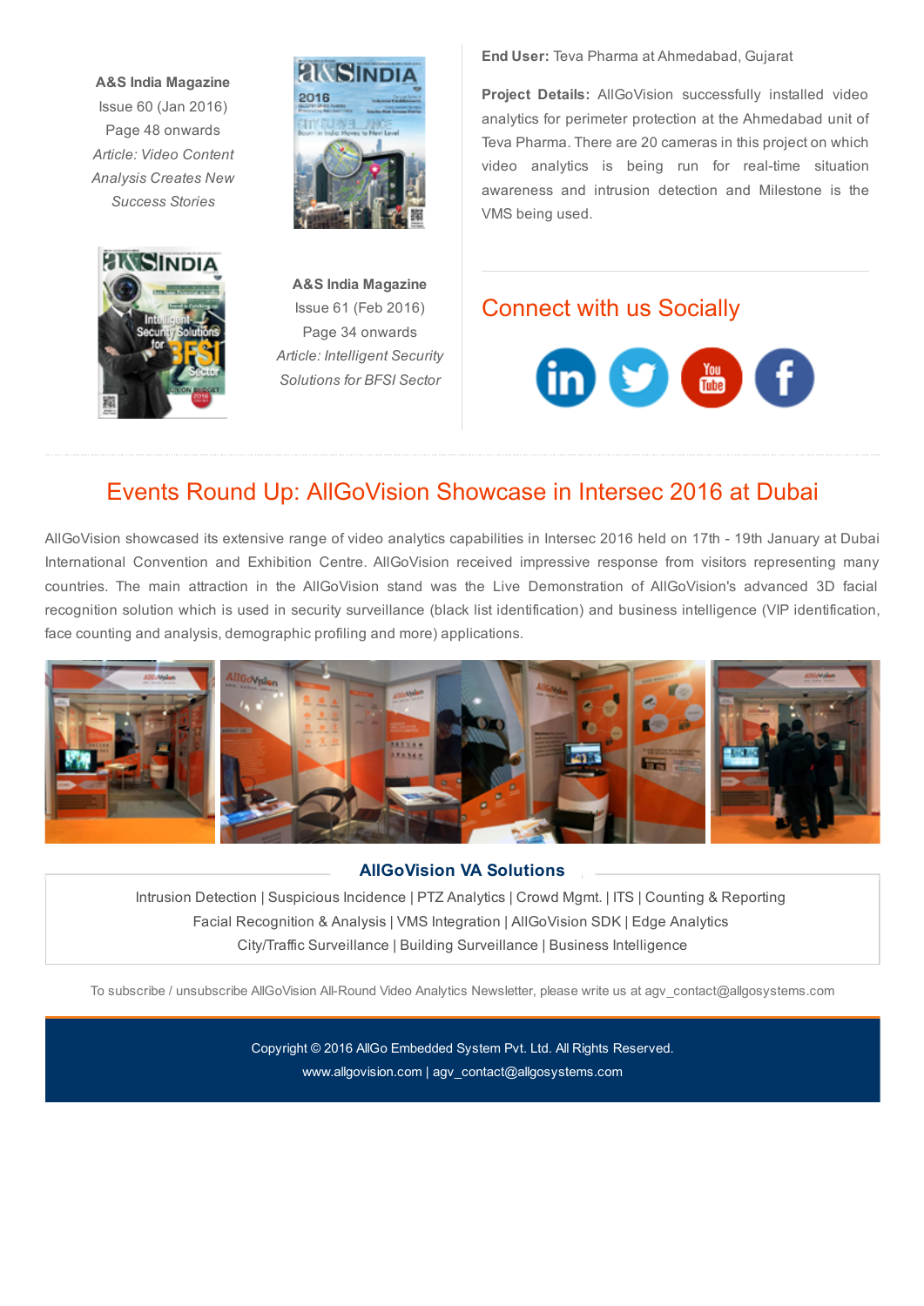**A&S India Magazine**
Issue 60 (Jan 2016)
Page 48 onwards
*Article: Video Content Analysis Creates New Success Stories*

**A&S India Magazine**
Issue 61 (Feb 2016)
Page 34 onwards
*Article: Intelligent Security Solutions for BFSI Sector*

**End User:** Teva Pharma at Ahmedabad, Gujarat

**Project Details:** AllGoVision successfully installed video analytics for perimeter protection at the Ahmedabad unit of Teva Pharma. There are 20 cameras in this project on which video analytics is being run for real-time situation awareness and intrusion detection and Milestone is the VMS being used.

## Connect with us Socially

## Events Round Up: AllGoVision Showcase in Intersec 2016 at Dubai

AllGoVision showcased its extensive range of video analytics capabilities in Intersec 2016 held on 17th - 19th January at Dubai International Convention and Exhibition Centre. AllGoVision received impressive response from visitors representing many countries. The main attraction in the AllGoVision stand was the Live Demonstration of AllGoVision's advanced 3D facial recognition solution which is used in security surveillance (black list identification) and business intelligence (VIP identification, face counting and analysis, demographic profiling and more) applications.

### AllGoVision VA Solutions

Intrusion Detection | Suspicious Incidence | PTZ Analytics | Crowd Mgmt. | ITS | Counting & Reporting
Facial Recognition & Analysis | VMS Integration | AllGoVision SDK | Edge Analytics
City/Traffic Surveillance | Building Surveillance | Business Intelligence

To subscribe / unsubscribe AllGoVision All-Round Video Analytics Newsletter, please write us at agv_contact@allgosystems.com

Copyright © 2016 AllGo Embedded System Pvt. Ltd. All Rights Reserved.
www.allgovision.com | agv_contact@allgosystems.com